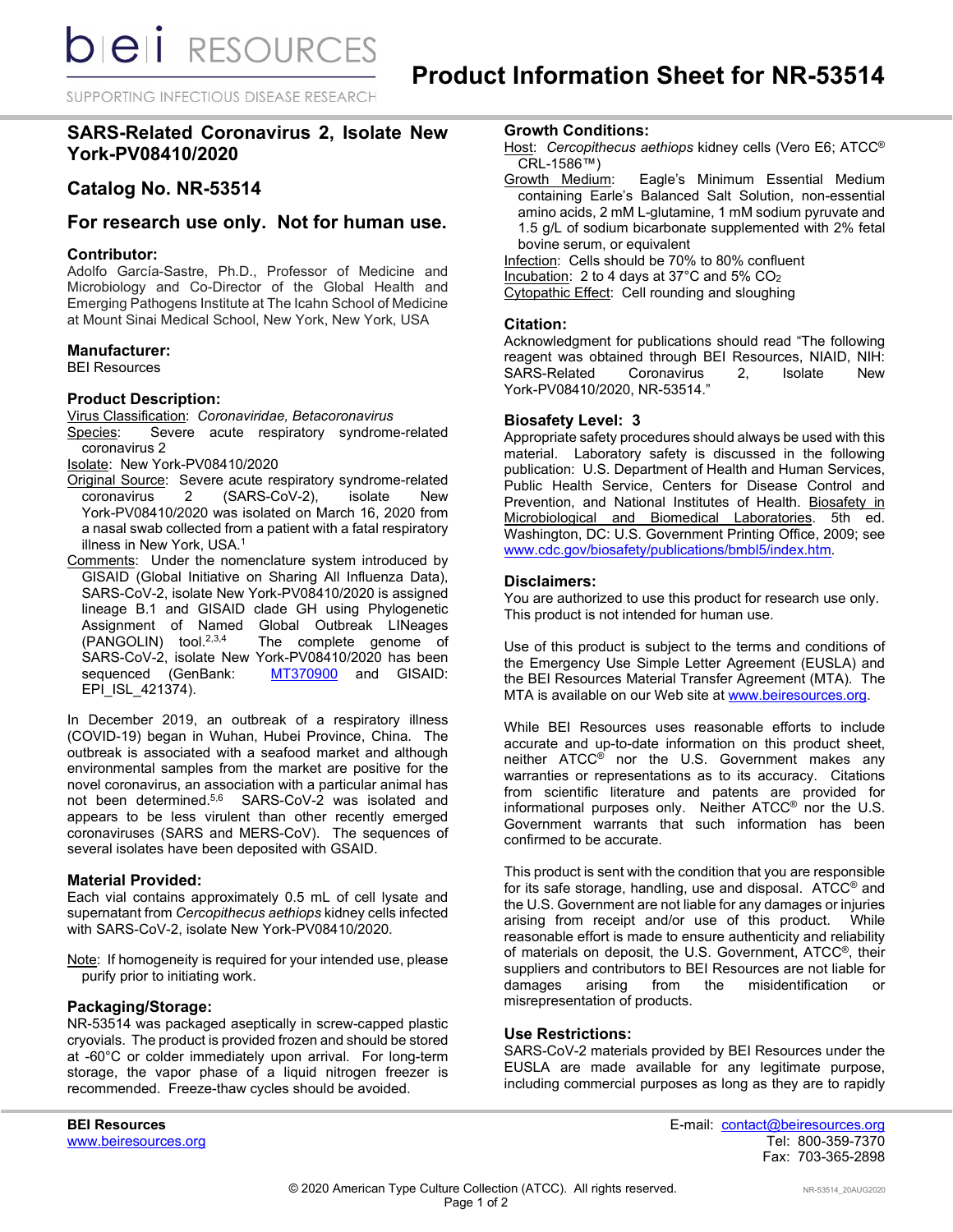# Product Information Sheet for NR-53514

## SARS-Related Coronavirus 2, Isolate New York-PV08410/2020

## Catalog No. NR-53514

## For research use only. Not for human use.

### Contributor:

Adolfo García-Sastre, Ph.D., Professor of Medicine and Microbiology and Co-Director of the Global Health and Emerging Pathogens Institute at The Icahn School of Medicine at Mount Sinai Medical School, New York, New York, USA

### Manufacturer:

BEI Resources

### Product Description:

Virus Classification: *Coronaviridae, Betacoronavirus*

Species: Severe acute respiratory syndrome-related coronavirus 2

Isolate: New York-PV08410/2020

Original Source: Severe acute respiratory syndrome-related coronavirus 2 (SARS-CoV-2), isolate New York-PV08410/2020 was isolated on March 16, 2020 from a nasal swab collected from a patient with a fatal respiratory illness in New York, USA.[1]

Comments: Under the nomenclature system introduced by GISAID (Global Initiative on Sharing All Influenza Data), SARS-CoV-2, isolate New York-PV08410/2020 is assigned lineage B.1 and GISAID clade GH using Phylogenetic Assignment of Named Global Outbreak LINeages (PANGOLIN) tool.[2,3,4] The complete genome of SARS-CoV-2, isolate New York-PV08410/2020 has been sequenced (GenBank: MT370900 and GISAID: EPI_ISL_421374).

In December 2019, an outbreak of a respiratory illness (COVID-19) began in Wuhan, Hubei Province, China. The outbreak is associated with a seafood market and although environmental samples from the market are positive for the novel coronavirus, an association with a particular animal has not been determined.[5,6] SARS-CoV-2 was isolated and appears to be less virulent than other recently emerged coronaviruses (SARS and MERS-CoV). The sequences of several isolates have been deposited with GSAID.

### Material Provided:

Each vial contains approximately 0.5 mL of cell lysate and supernatant from *Cercopithecus aethiops* kidney cells infected with SARS-CoV-2, isolate New York-PV08410/2020.

Note: If homogeneity is required for your intended use, please purify prior to initiating work.

### Packaging/Storage:

NR-53514 was packaged aseptically in screw-capped plastic cryovials. The product is provided frozen and should be stored at -60°C or colder immediately upon arrival. For long-term storage, the vapor phase of a liquid nitrogen freezer is recommended. Freeze-thaw cycles should be avoided.

### Growth Conditions:

Host: *Cercopithecus aethiops* kidney cells (Vero E6; ATCC® CRL-1586™)

Growth Medium: Eagle's Minimum Essential Medium containing Earle's Balanced Salt Solution, non-essential amino acids, 2 mM L-glutamine, 1 mM sodium pyruvate and 1.5 g/L of sodium bicarbonate supplemented with 2% fetal bovine serum, or equivalent

Infection: Cells should be 70% to 80% confluent

Incubation: 2 to 4 days at 37°C and 5% $CO_2$

Cytopathic Effect: Cell rounding and sloughing

### Citation:

Acknowledgment for publications should read "The following reagent was obtained through BEI Resources, NIAID, NIH: SARS-Related Coronavirus 2, Isolate New York-PV08410/2020, NR-53514."

### Biosafety Level: 3

Appropriate safety procedures should always be used with this material. Laboratory safety is discussed in the following publication: U.S. Department of Health and Human Services, Public Health Service, Centers for Disease Control and Prevention, and National Institutes of Health. Biosafety in Microbiological and Biomedical Laboratories. 5th ed. Washington, DC: U.S. Government Printing Office, 2009; see www.cdc.gov/biosafety/publications/bmbl5/index.htm.

### Disclaimers:

You are authorized to use this product for research use only. This product is not intended for human use.

Use of this product is subject to the terms and conditions of the Emergency Use Simple Letter Agreement (EUSLA) and the BEI Resources Material Transfer Agreement (MTA). The MTA is available on our Web site at www.beiresources.org.

While BEI Resources uses reasonable efforts to include accurate and up-to-date information on this product sheet, neither ATCC® nor the U.S. Government makes any warranties or representations as to its accuracy. Citations from scientific literature and patents are provided for informational purposes only. Neither ATCC® nor the U.S. Government warrants that such information has been confirmed to be accurate.

This product is sent with the condition that you are responsible for its safe storage, handling, use and disposal. ATCC® and the U.S. Government are not liable for any damages or injuries arising from receipt and/or use of this product. While reasonable effort is made to ensure authenticity and reliability of materials on deposit, the U.S. Government, ATCC®, their suppliers and contributors to BEI Resources are not liable for damages arising from the misidentification or misrepresentation of products.

### Use Restrictions:

SARS-CoV-2 materials provided by BEI Resources under the EUSLA are made available for any legitimate purpose, including commercial purposes as long as they are to rapidly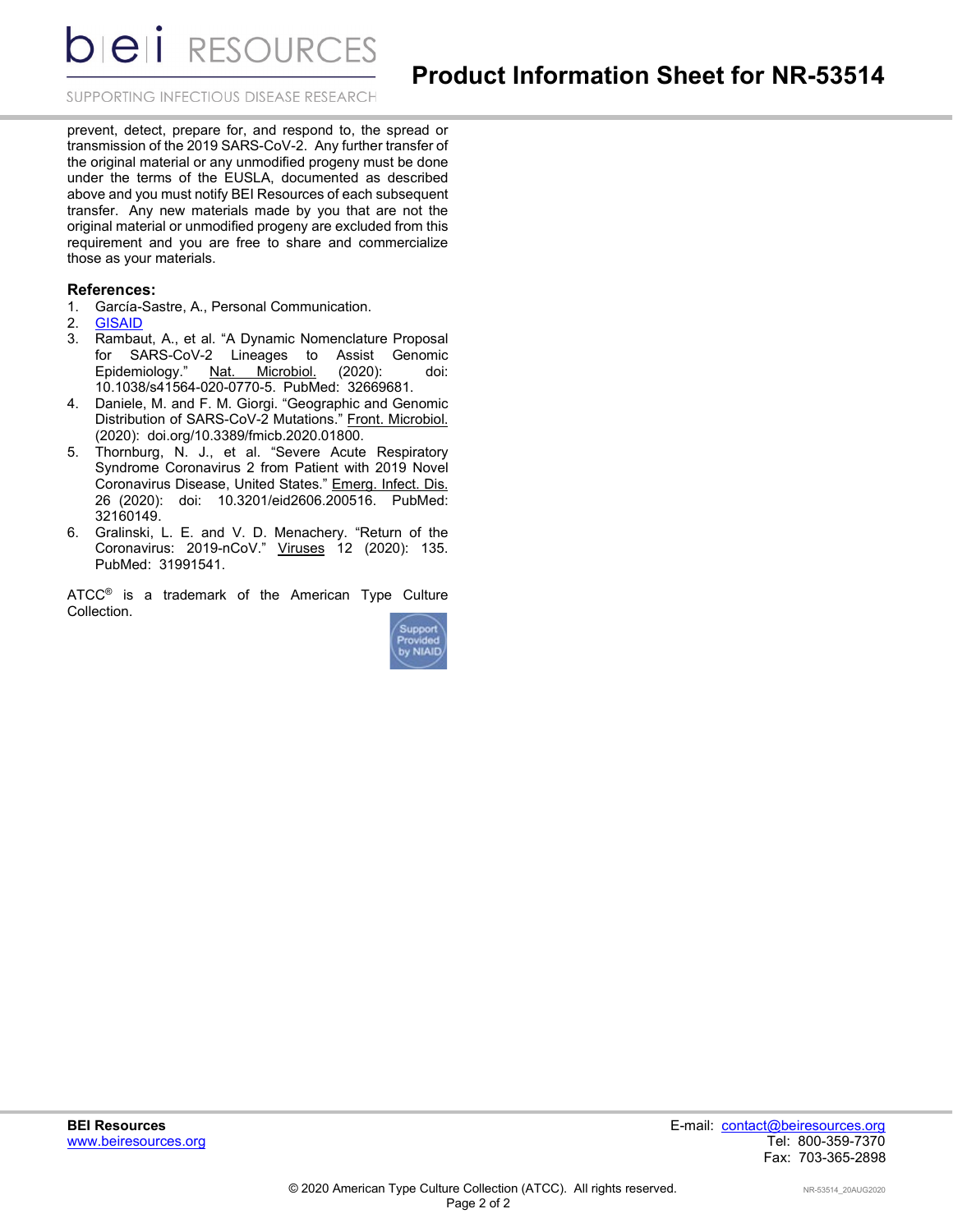prevent, detect, prepare for, and respond to, the spread or transmission of the 2019 SARS-CoV-2. Any further transfer of the original material or any unmodified progeny must be done under the terms of the EUSLA, documented as described above and you must notify BEI Resources of each subsequent transfer. Any new materials made by you that are not the original material or unmodified progeny are excluded from this requirement and you are free to share and commercialize those as your materials.

## References:

1. García-Sastre, A., Personal Communication.
2. GISAID
3. Rambaut, A., et al. "A Dynamic Nomenclature Proposal for SARS-CoV-2 Lineages to Assist Genomic Epidemiology." Nat. Microbiol. (2020): doi: 10.1038/s41564-020-0770-5. PubMed: 32669681.
4. Daniele, M. and F. M. Giorgi. "Geographic and Genomic Distribution of SARS-CoV-2 Mutations." Front. Microbiol. (2020): doi.org/10.3389/fmicb.2020.01800.
5. Thornburg, N. J., et al. "Severe Acute Respiratory Syndrome Coronavirus 2 from Patient with 2019 Novel Coronavirus Disease, United States." Emerg. Infect. Dis. 26 (2020): doi: 10.3201/eid2606.200516. PubMed: 32160149.
6. Gralinski, L. E. and V. D. Menachery. "Return of the Coronavirus: 2019-nCoV." Viruses 12 (2020): 135. PubMed: 31991541.

ATCC® is a trademark of the American Type Culture Collection.

Support Provided by NIAID

**BEI Resources**
www.beiresources.org

E-mail: contact@beiresources.org
Tel: 800-359-7370
Fax: 703-365-2898

© 2020 American Type Culture Collection (ATCC). All rights reserved.

NR-53514_20AUG2020